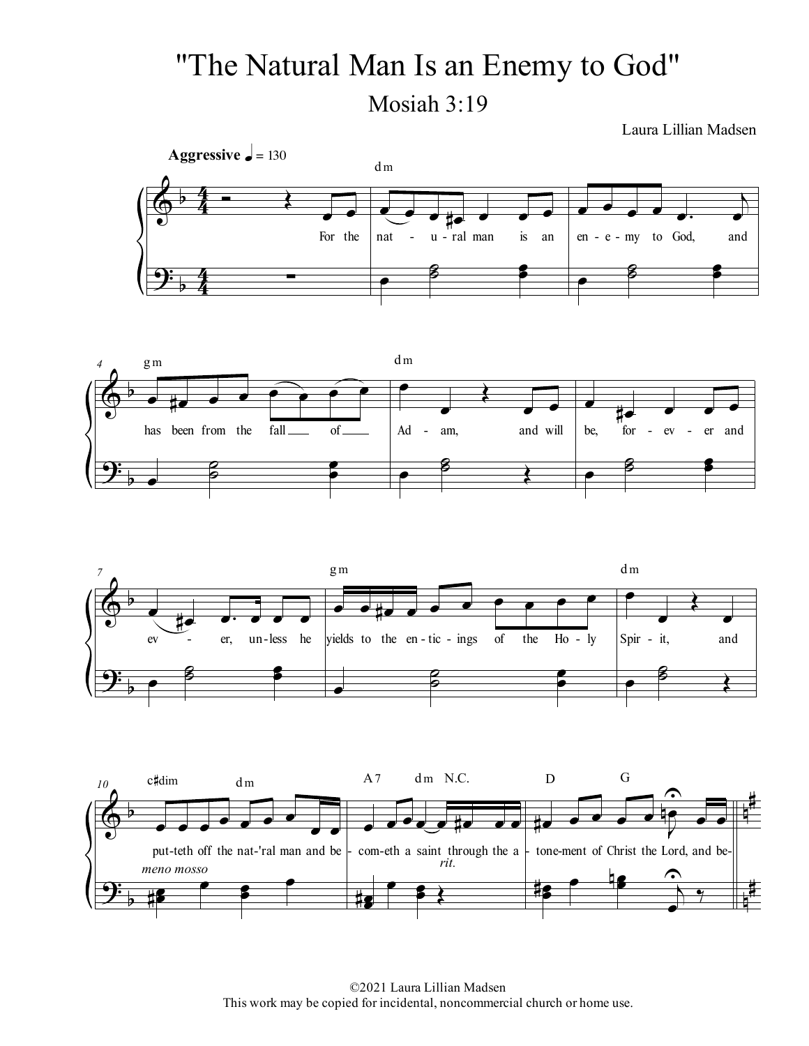# "The Natural Man Is an Enemy to God"

## Mosiah 3:19

Laura Lillian Madsen

**Aggressive** ♩ = 130

For the natural man is an enemy to God, and has been from the fall of Adam, and will be, forever and ever, unless he yields to the enticings of the Holy Spirit, and putteth off the nat-'ral man and becometh a saint through the atonement of Christ the Lord, and be-

©2021 Laura Lillian Madsen
This work may be copied for incidental, noncommercial church or home use.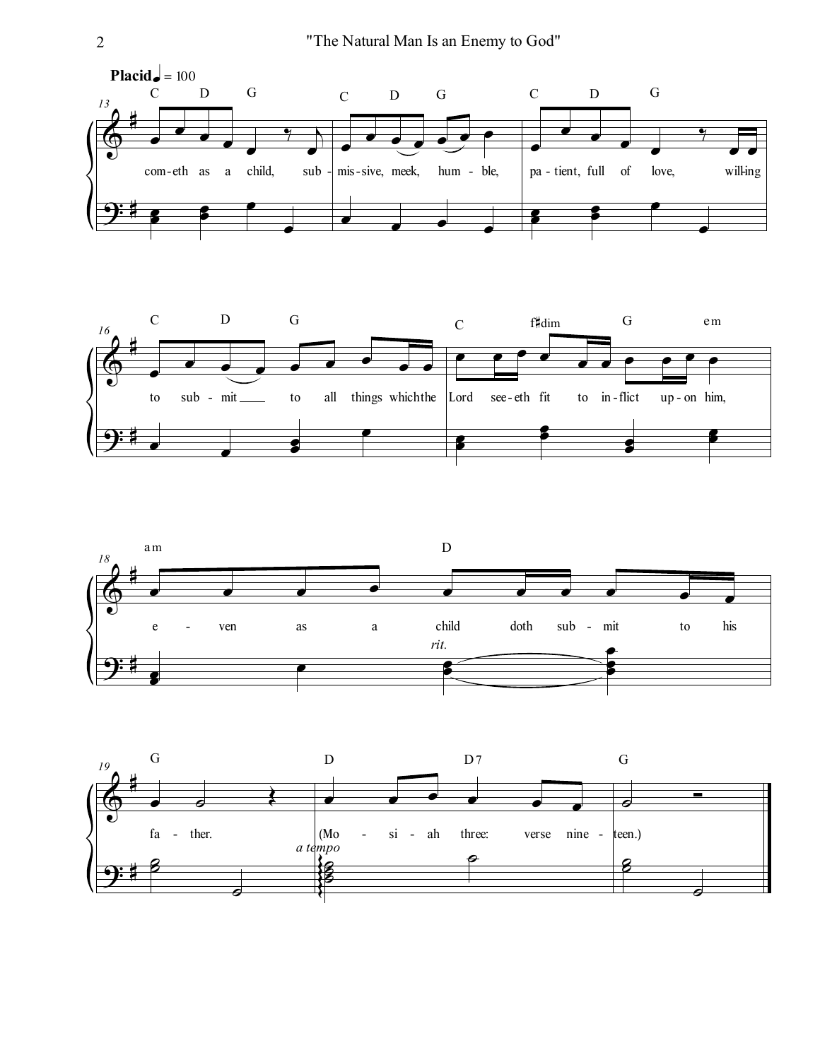**Placid** ♩ = 100

C D G C D G C D G

com-eth as a child, sub - mis-sive, meek, hum - ble, pa - tient, full of love, will-ing

C D G C f♯dim G em

to sub - mit ___ to all things which the Lord see-eth fit to in-flict up-on him,

am D

e - ven as a child doth sub - mit to his

*rit.*

G D D7 G

fa - ther. (Mo - si - ah three: verse nine - teen.)

*a tempo*